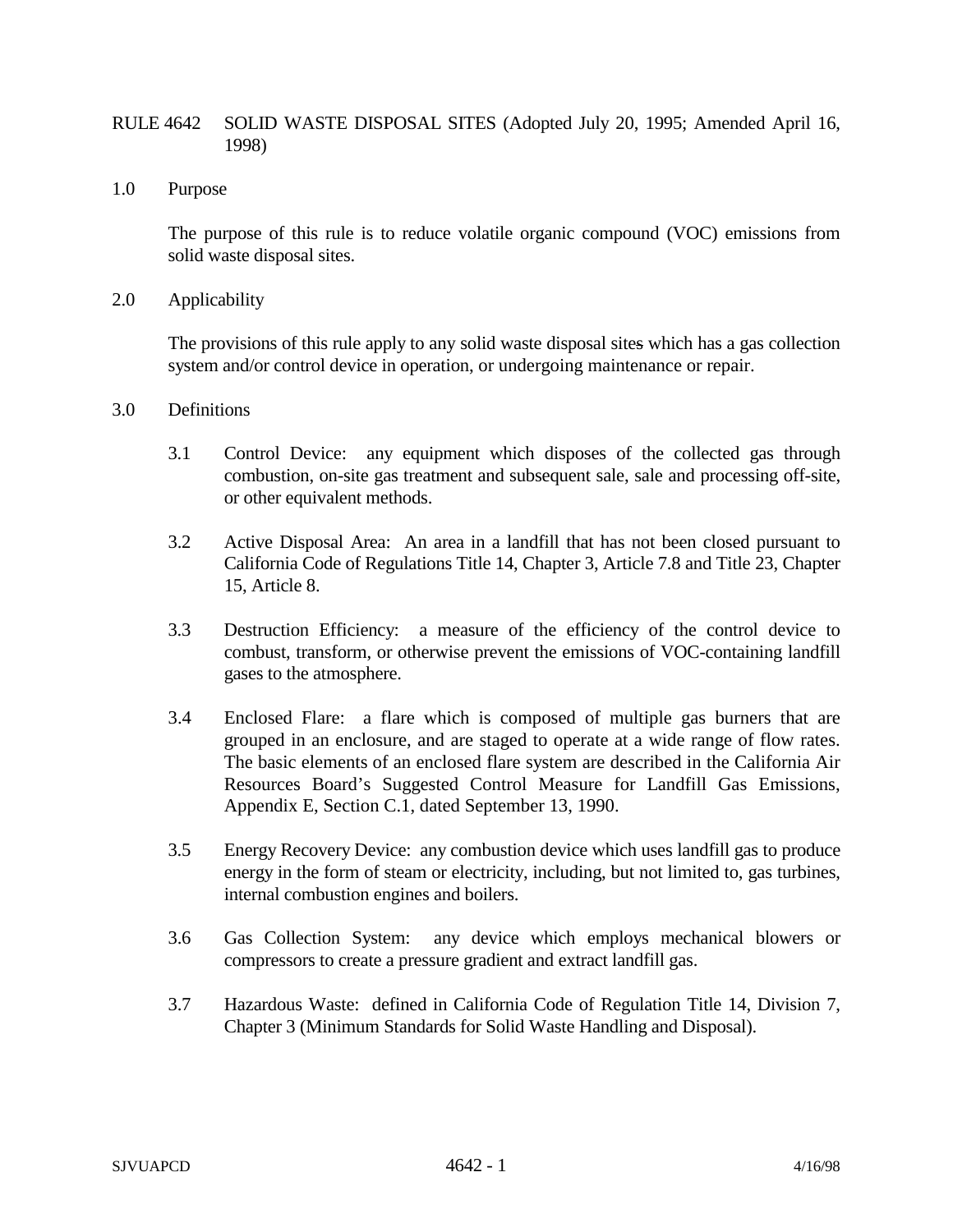# RULE 4642 SOLID WASTE DISPOSAL SITES (Adopted July 20, 1995; Amended April 16, 1998)

## 1.0 Purpose

The purpose of this rule is to reduce volatile organic compound (VOC) emissions from solid waste disposal sites.

## 2.0 Applicability

The provisions of this rule apply to any solid waste disposal sites which has a gas collection system and/or control device in operation, or undergoing maintenance or repair.

## 3.0 Definitions

3.1 Control Device: any equipment which disposes of the collected gas through combustion, on-site gas treatment and subsequent sale, sale and processing off-site, or other equivalent methods.

3.2 Active Disposal Area: An area in a landfill that has not been closed pursuant to California Code of Regulations Title 14, Chapter 3, Article 7.8 and Title 23, Chapter 15, Article 8.

3.3 Destruction Efficiency: a measure of the efficiency of the control device to combust, transform, or otherwise prevent the emissions of VOC-containing landfill gases to the atmosphere.

3.4 Enclosed Flare: a flare which is composed of multiple gas burners that are grouped in an enclosure, and are staged to operate at a wide range of flow rates. The basic elements of an enclosed flare system are described in the California Air Resources Board's Suggested Control Measure for Landfill Gas Emissions, Appendix E, Section C.1, dated September 13, 1990.

3.5 Energy Recovery Device: any combustion device which uses landfill gas to produce energy in the form of steam or electricity, including, but not limited to, gas turbines, internal combustion engines and boilers.

3.6 Gas Collection System: any device which employs mechanical blowers or compressors to create a pressure gradient and extract landfill gas.

3.7 Hazardous Waste: defined in California Code of Regulation Title 14, Division 7, Chapter 3 (Minimum Standards for Solid Waste Handling and Disposal).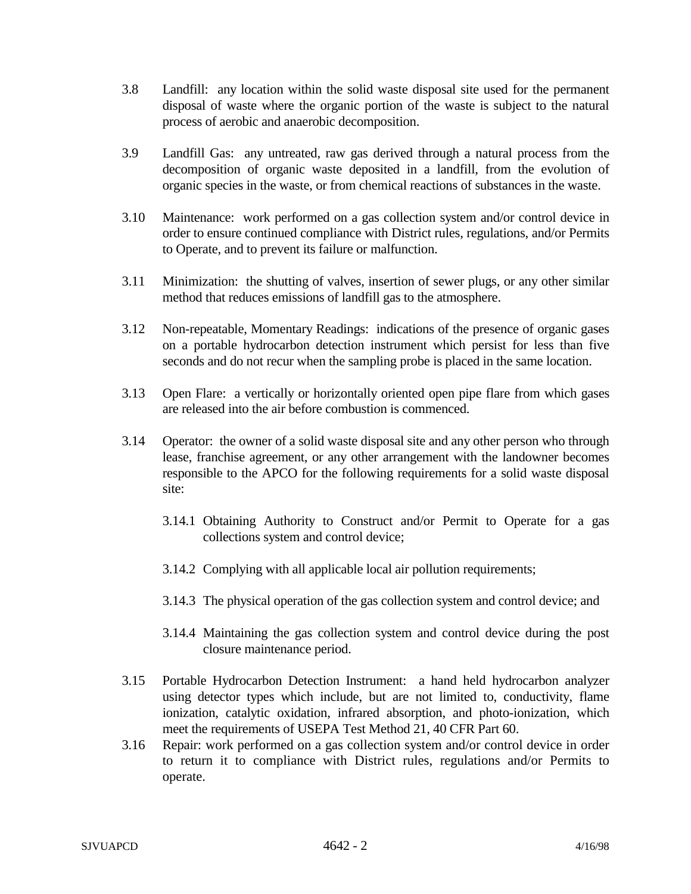3.8 Landfill: any location within the solid waste disposal site used for the permanent disposal of waste where the organic portion of the waste is subject to the natural process of aerobic and anaerobic decomposition.

3.9 Landfill Gas: any untreated, raw gas derived through a natural process from the decomposition of organic waste deposited in a landfill, from the evolution of organic species in the waste, or from chemical reactions of substances in the waste.

3.10 Maintenance: work performed on a gas collection system and/or control device in order to ensure continued compliance with District rules, regulations, and/or Permits to Operate, and to prevent its failure or malfunction.

3.11 Minimization: the shutting of valves, insertion of sewer plugs, or any other similar method that reduces emissions of landfill gas to the atmosphere.

3.12 Non-repeatable, Momentary Readings: indications of the presence of organic gases on a portable hydrocarbon detection instrument which persist for less than five seconds and do not recur when the sampling probe is placed in the same location.

3.13 Open Flare: a vertically or horizontally oriented open pipe flare from which gases are released into the air before combustion is commenced.

3.14 Operator: the owner of a solid waste disposal site and any other person who through lease, franchise agreement, or any other arrangement with the landowner becomes responsible to the APCO for the following requirements for a solid waste disposal site:

 3.14.1 Obtaining Authority to Construct and/or Permit to Operate for a gas collections system and control device;

 3.14.2 Complying with all applicable local air pollution requirements;

 3.14.3 The physical operation of the gas collection system and control device; and

 3.14.4 Maintaining the gas collection system and control device during the post closure maintenance period.

3.15 Portable Hydrocarbon Detection Instrument: a hand held hydrocarbon analyzer using detector types which include, but are not limited to, conductivity, flame ionization, catalytic oxidation, infrared absorption, and photo-ionization, which meet the requirements of USEPA Test Method 21, 40 CFR Part 60.

3.16 Repair: work performed on a gas collection system and/or control device in order to return it to compliance with District rules, regulations and/or Permits to operate.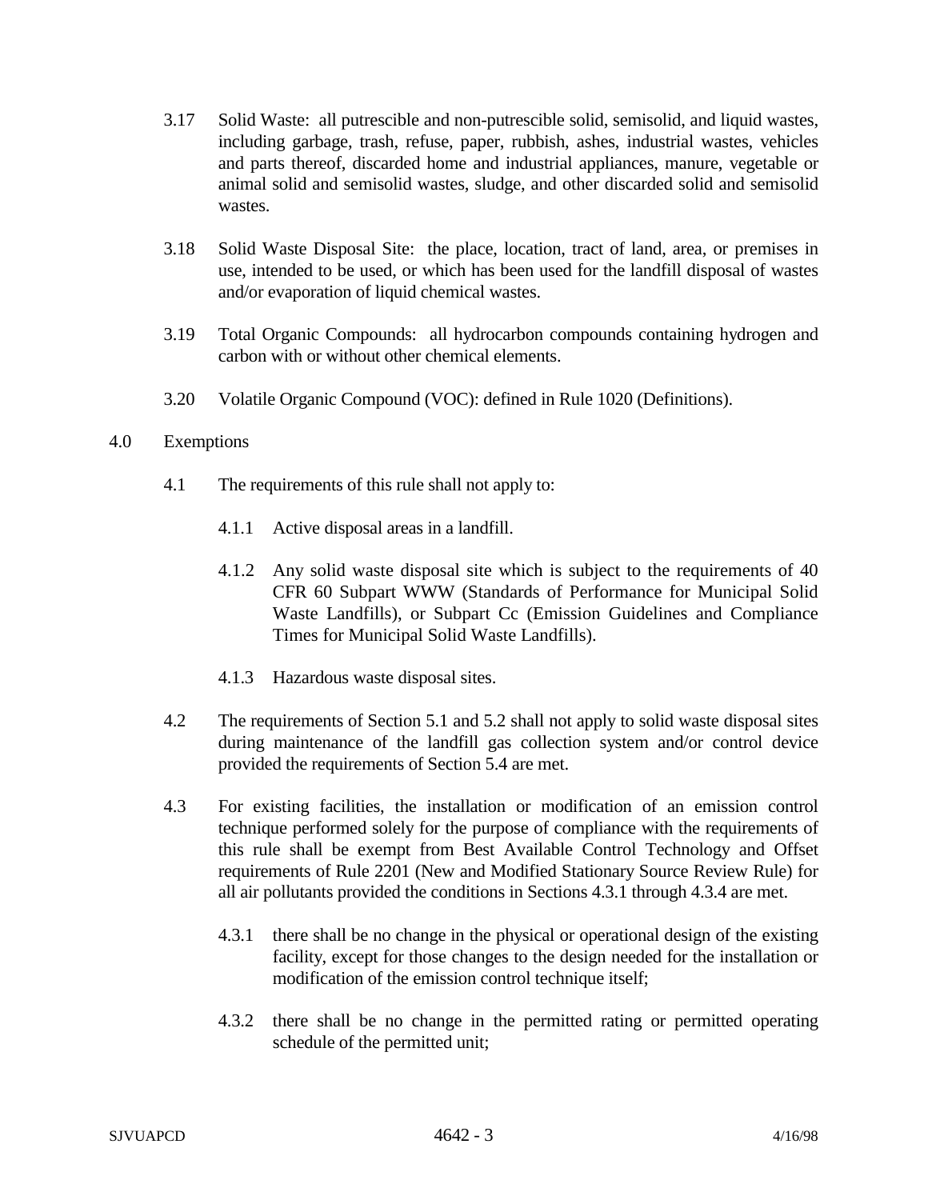3.17 Solid Waste: all putrescible and non-putrescible solid, semisolid, and liquid wastes, including garbage, trash, refuse, paper, rubbish, ashes, industrial wastes, vehicles and parts thereof, discarded home and industrial appliances, manure, vegetable or animal solid and semisolid wastes, sludge, and other discarded solid and semisolid wastes.

3.18 Solid Waste Disposal Site: the place, location, tract of land, area, or premises in use, intended to be used, or which has been used for the landfill disposal of wastes and/or evaporation of liquid chemical wastes.

3.19 Total Organic Compounds: all hydrocarbon compounds containing hydrogen and carbon with or without other chemical elements.

3.20 Volatile Organic Compound (VOC): defined in Rule 1020 (Definitions).

## 4.0 Exemptions

4.1 The requirements of this rule shall not apply to:

4.1.1 Active disposal areas in a landfill.

4.1.2 Any solid waste disposal site which is subject to the requirements of 40 CFR 60 Subpart WWW (Standards of Performance for Municipal Solid Waste Landfills), or Subpart Cc (Emission Guidelines and Compliance Times for Municipal Solid Waste Landfills).

4.1.3 Hazardous waste disposal sites.

4.2 The requirements of Section 5.1 and 5.2 shall not apply to solid waste disposal sites during maintenance of the landfill gas collection system and/or control device provided the requirements of Section 5.4 are met.

4.3 For existing facilities, the installation or modification of an emission control technique performed solely for the purpose of compliance with the requirements of this rule shall be exempt from Best Available Control Technology and Offset requirements of Rule 2201 (New and Modified Stationary Source Review Rule) for all air pollutants provided the conditions in Sections 4.3.1 through 4.3.4 are met.

4.3.1 there shall be no change in the physical or operational design of the existing facility, except for those changes to the design needed for the installation or modification of the emission control technique itself;

4.3.2 there shall be no change in the permitted rating or permitted operating schedule of the permitted unit;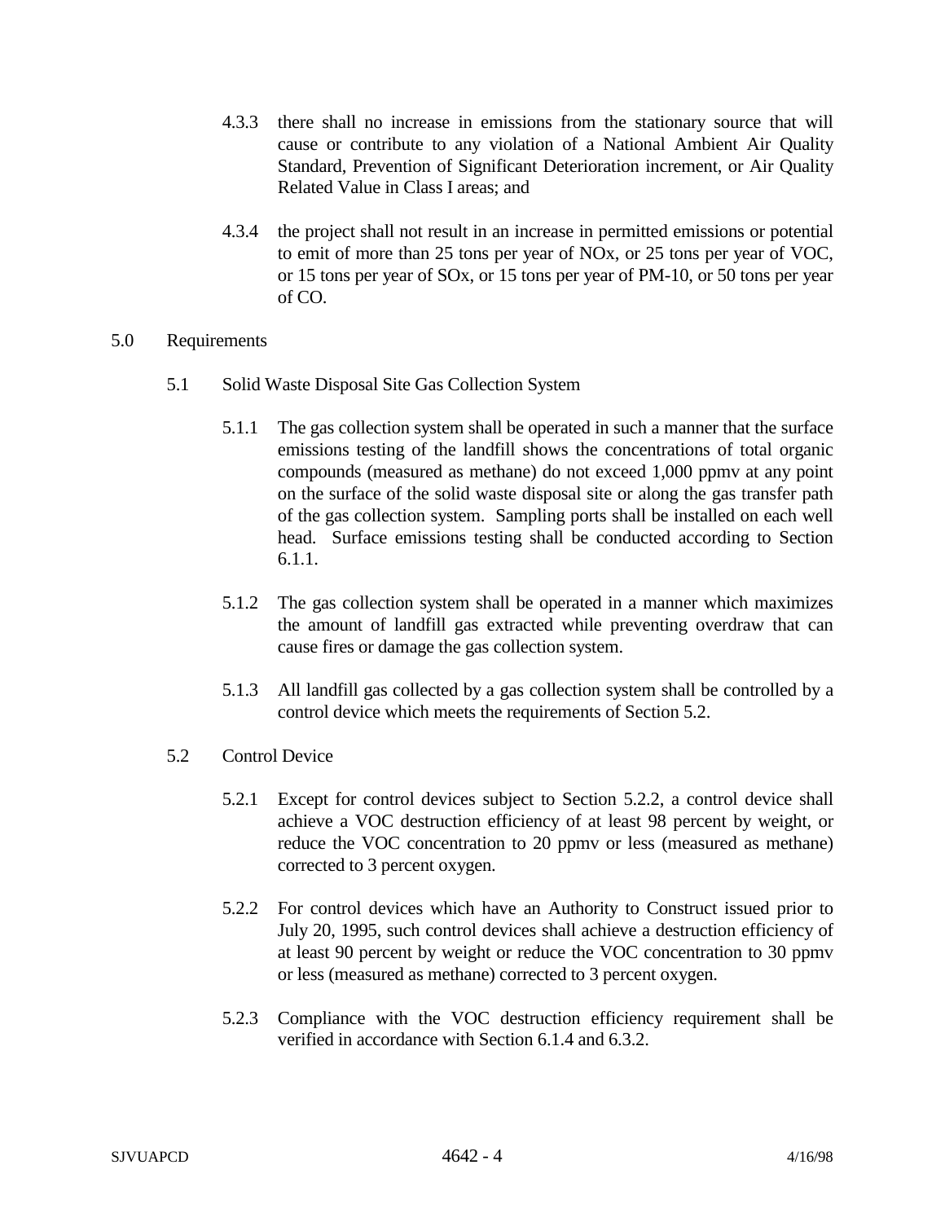4.3.3 there shall no increase in emissions from the stationary source that will cause or contribute to any violation of a National Ambient Air Quality Standard, Prevention of Significant Deterioration increment, or Air Quality Related Value in Class I areas; and

4.3.4 the project shall not result in an increase in permitted emissions or potential to emit of more than 25 tons per year of NOx, or 25 tons per year of VOC, or 15 tons per year of SOx, or 15 tons per year of PM-10, or 50 tons per year of CO.

## 5.0 Requirements

### 5.1 Solid Waste Disposal Site Gas Collection System

5.1.1 The gas collection system shall be operated in such a manner that the surface emissions testing of the landfill shows the concentrations of total organic compounds (measured as methane) do not exceed 1,000 ppmv at any point on the surface of the solid waste disposal site or along the gas transfer path of the gas collection system. Sampling ports shall be installed on each well head. Surface emissions testing shall be conducted according to Section 6.1.1.

5.1.2 The gas collection system shall be operated in a manner which maximizes the amount of landfill gas extracted while preventing overdraw that can cause fires or damage the gas collection system.

5.1.3 All landfill gas collected by a gas collection system shall be controlled by a control device which meets the requirements of Section 5.2.

### 5.2 Control Device

5.2.1 Except for control devices subject to Section 5.2.2, a control device shall achieve a VOC destruction efficiency of at least 98 percent by weight, or reduce the VOC concentration to 20 ppmv or less (measured as methane) corrected to 3 percent oxygen.

5.2.2 For control devices which have an Authority to Construct issued prior to July 20, 1995, such control devices shall achieve a destruction efficiency of at least 90 percent by weight or reduce the VOC concentration to 30 ppmv or less (measured as methane) corrected to 3 percent oxygen.

5.2.3 Compliance with the VOC destruction efficiency requirement shall be verified in accordance with Section 6.1.4 and 6.3.2.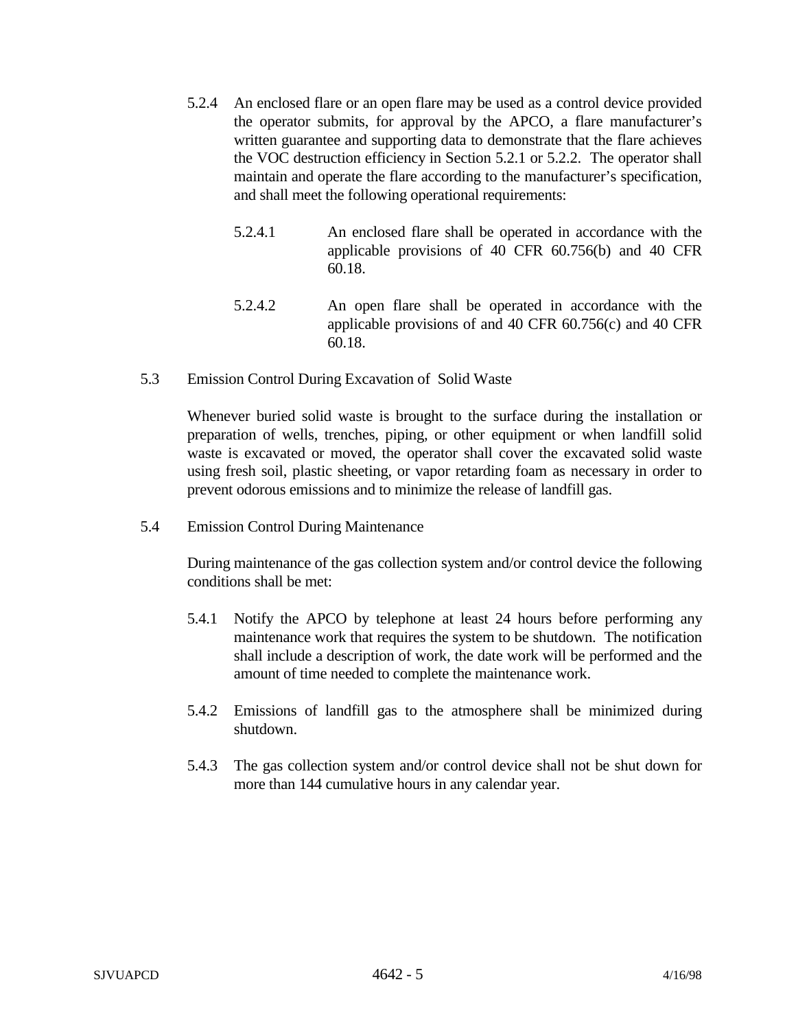5.2.4 An enclosed flare or an open flare may be used as a control device provided the operator submits, for approval by the APCO, a flare manufacturer's written guarantee and supporting data to demonstrate that the flare achieves the VOC destruction efficiency in Section 5.2.1 or 5.2.2. The operator shall maintain and operate the flare according to the manufacturer's specification, and shall meet the following operational requirements:

5.2.4.1 An enclosed flare shall be operated in accordance with the applicable provisions of 40 CFR 60.756(b) and 40 CFR 60.18.

5.2.4.2 An open flare shall be operated in accordance with the applicable provisions of and 40 CFR 60.756(c) and 40 CFR 60.18.

## 5.3 Emission Control During Excavation of Solid Waste

Whenever buried solid waste is brought to the surface during the installation or preparation of wells, trenches, piping, or other equipment or when landfill solid waste is excavated or moved, the operator shall cover the excavated solid waste using fresh soil, plastic sheeting, or vapor retarding foam as necessary in order to prevent odorous emissions and to minimize the release of landfill gas.

## 5.4 Emission Control During Maintenance

During maintenance of the gas collection system and/or control device the following conditions shall be met:

5.4.1 Notify the APCO by telephone at least 24 hours before performing any maintenance work that requires the system to be shutdown. The notification shall include a description of work, the date work will be performed and the amount of time needed to complete the maintenance work.

5.4.2 Emissions of landfill gas to the atmosphere shall be minimized during shutdown.

5.4.3 The gas collection system and/or control device shall not be shut down for more than 144 cumulative hours in any calendar year.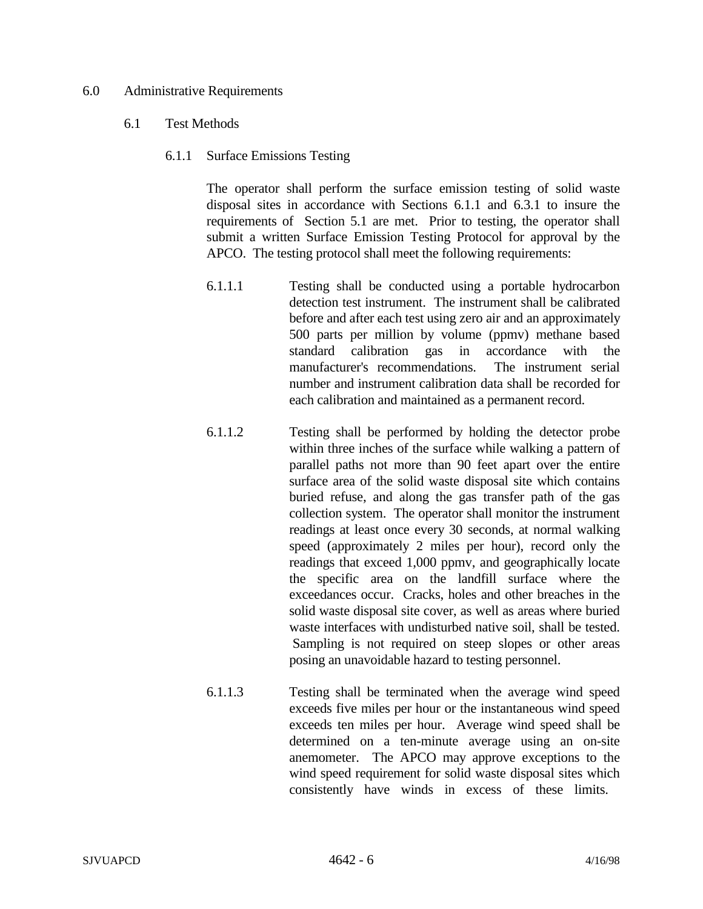## 6.0 Administrative Requirements

### 6.1 Test Methods

#### 6.1.1 Surface Emissions Testing

The operator shall perform the surface emission testing of solid waste disposal sites in accordance with Sections 6.1.1 and 6.3.1 to insure the requirements of Section 5.1 are met. Prior to testing, the operator shall submit a written Surface Emission Testing Protocol for approval by the APCO. The testing protocol shall meet the following requirements:

6.1.1.1 Testing shall be conducted using a portable hydrocarbon detection test instrument. The instrument shall be calibrated before and after each test using zero air and an approximately 500 parts per million by volume (ppmv) methane based standard calibration gas in accordance with the manufacturer's recommendations. The instrument serial number and instrument calibration data shall be recorded for each calibration and maintained as a permanent record.

6.1.1.2 Testing shall be performed by holding the detector probe within three inches of the surface while walking a pattern of parallel paths not more than 90 feet apart over the entire surface area of the solid waste disposal site which contains buried refuse, and along the gas transfer path of the gas collection system. The operator shall monitor the instrument readings at least once every 30 seconds, at normal walking speed (approximately 2 miles per hour), record only the readings that exceed 1,000 ppmv, and geographically locate the specific area on the landfill surface where the exceedances occur. Cracks, holes and other breaches in the solid waste disposal site cover, as well as areas where buried waste interfaces with undisturbed native soil, shall be tested. Sampling is not required on steep slopes or other areas posing an unavoidable hazard to testing personnel.

6.1.1.3 Testing shall be terminated when the average wind speed exceeds five miles per hour or the instantaneous wind speed exceeds ten miles per hour. Average wind speed shall be determined on a ten-minute average using an on-site anemometer. The APCO may approve exceptions to the wind speed requirement for solid waste disposal sites which consistently have winds in excess of these limits.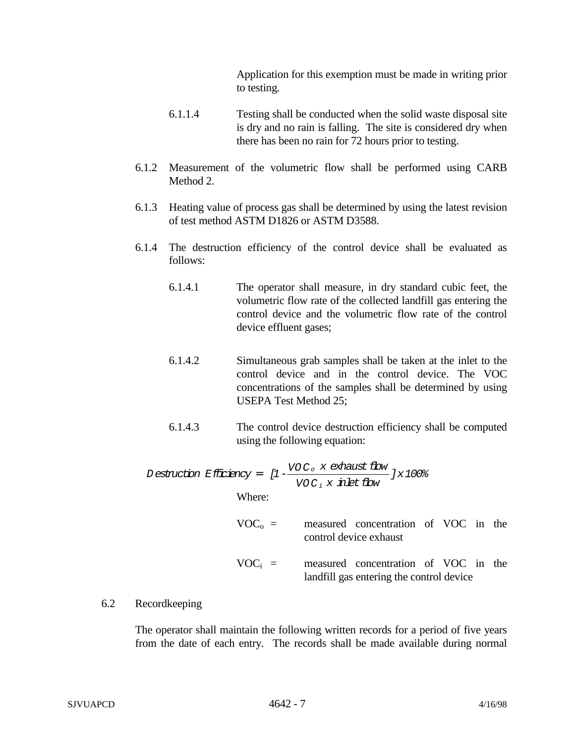Application for this exemption must be made in writing prior to testing.

6.1.1.4 Testing shall be conducted when the solid waste disposal site is dry and no rain is falling. The site is considered dry when there has been no rain for 72 hours prior to testing.

6.1.2 Measurement of the volumetric flow shall be performed using CARB Method 2.

6.1.3 Heating value of process gas shall be determined by using the latest revision of test method ASTM D1826 or ASTM D3588.

6.1.4 The destruction efficiency of the control device shall be evaluated as follows:

6.1.4.1 The operator shall measure, in dry standard cubic feet, the volumetric flow rate of the collected landfill gas entering the control device and the volumetric flow rate of the control device effluent gases;

6.1.4.2 Simultaneous grab samples shall be taken at the inlet to the control device and in the control device. The VOC concentrations of the samples shall be determined by using USEPA Test Method 25;

6.1.4.3 The control device destruction efficiency shall be computed using the following equation:

$$Destruction\ Efficiency = [1 - \frac{VOC_o \times exhaust\ flow}{VOC_i \times inlet\ flow}] \times 100\%$$

Where:

$VOC_o$ = measured concentration of VOC in the control device exhaust

$VOC_i$ = measured concentration of VOC in the landfill gas entering the control device

6.2 Recordkeeping

The operator shall maintain the following written records for a period of five years from the date of each entry. The records shall be made available during normal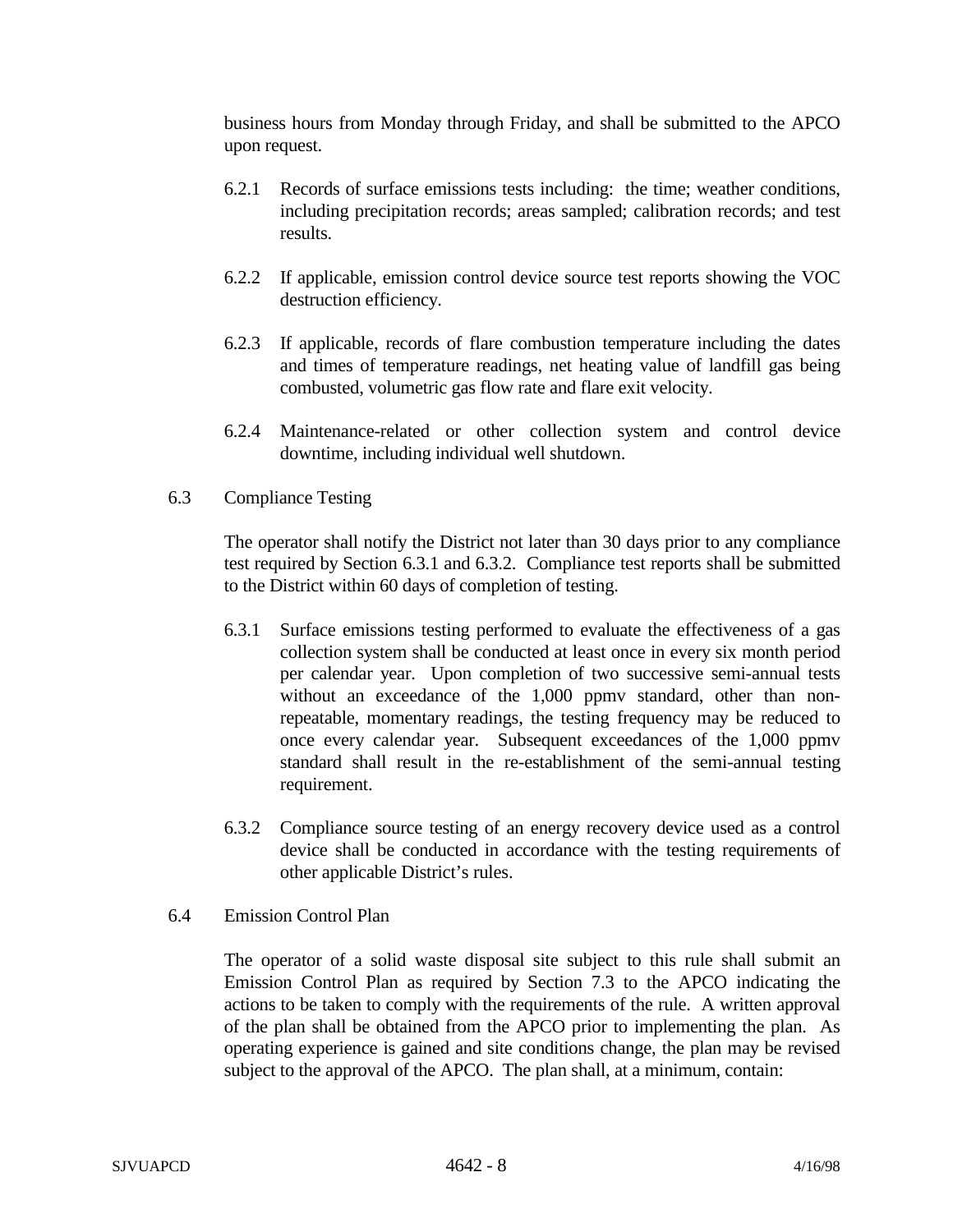business hours from Monday through Friday, and shall be submitted to the APCO upon request.

6.2.1 Records of surface emissions tests including: the time; weather conditions, including precipitation records; areas sampled; calibration records; and test results.

6.2.2 If applicable, emission control device source test reports showing the VOC destruction efficiency.

6.2.3 If applicable, records of flare combustion temperature including the dates and times of temperature readings, net heating value of landfill gas being combusted, volumetric gas flow rate and flare exit velocity.

6.2.4 Maintenance-related or other collection system and control device downtime, including individual well shutdown.

6.3 Compliance Testing

The operator shall notify the District not later than 30 days prior to any compliance test required by Section 6.3.1 and 6.3.2. Compliance test reports shall be submitted to the District within 60 days of completion of testing.

6.3.1 Surface emissions testing performed to evaluate the effectiveness of a gas collection system shall be conducted at least once in every six month period per calendar year. Upon completion of two successive semi-annual tests without an exceedance of the 1,000 ppmv standard, other than non-repeatable, momentary readings, the testing frequency may be reduced to once every calendar year. Subsequent exceedances of the 1,000 ppmv standard shall result in the re-establishment of the semi-annual testing requirement.

6.3.2 Compliance source testing of an energy recovery device used as a control device shall be conducted in accordance with the testing requirements of other applicable District's rules.

6.4 Emission Control Plan

The operator of a solid waste disposal site subject to this rule shall submit an Emission Control Plan as required by Section 7.3 to the APCO indicating the actions to be taken to comply with the requirements of the rule. A written approval of the plan shall be obtained from the APCO prior to implementing the plan. As operating experience is gained and site conditions change, the plan may be revised subject to the approval of the APCO. The plan shall, at a minimum, contain: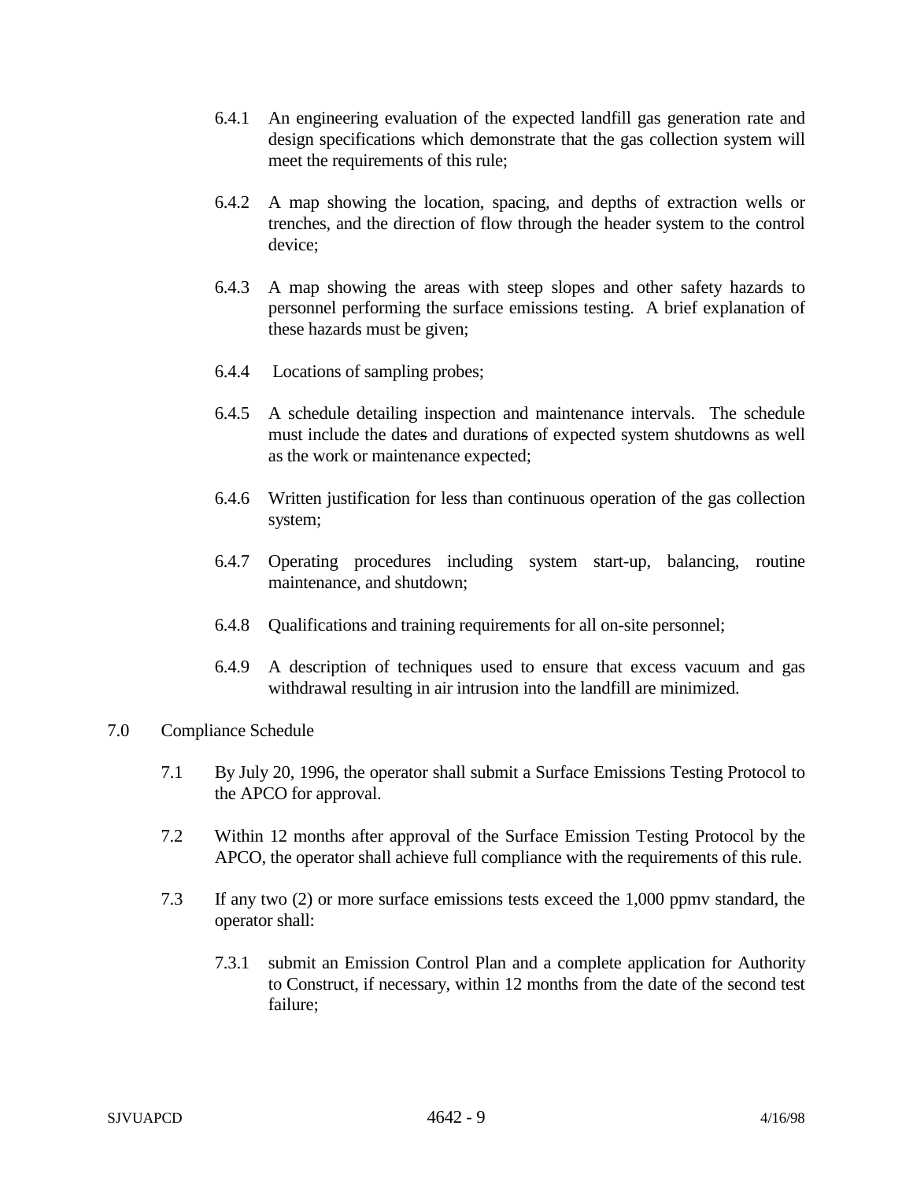6.4.1 An engineering evaluation of the expected landfill gas generation rate and design specifications which demonstrate that the gas collection system will meet the requirements of this rule;

6.4.2 A map showing the location, spacing, and depths of extraction wells or trenches, and the direction of flow through the header system to the control device;

6.4.3 A map showing the areas with steep slopes and other safety hazards to personnel performing the surface emissions testing. A brief explanation of these hazards must be given;

6.4.4 Locations of sampling probes;

6.4.5 A schedule detailing inspection and maintenance intervals. The schedule must include the dates and durations of expected system shutdowns as well as the work or maintenance expected;

6.4.6 Written justification for less than continuous operation of the gas collection system;

6.4.7 Operating procedures including system start-up, balancing, routine maintenance, and shutdown;

6.4.8 Qualifications and training requirements for all on-site personnel;

6.4.9 A description of techniques used to ensure that excess vacuum and gas withdrawal resulting in air intrusion into the landfill are minimized.

7.0 Compliance Schedule

7.1 By July 20, 1996, the operator shall submit a Surface Emissions Testing Protocol to the APCO for approval.

7.2 Within 12 months after approval of the Surface Emission Testing Protocol by the APCO, the operator shall achieve full compliance with the requirements of this rule.

7.3 If any two (2) or more surface emissions tests exceed the 1,000 ppmv standard, the operator shall:

7.3.1 submit an Emission Control Plan and a complete application for Authority to Construct, if necessary, within 12 months from the date of the second test failure;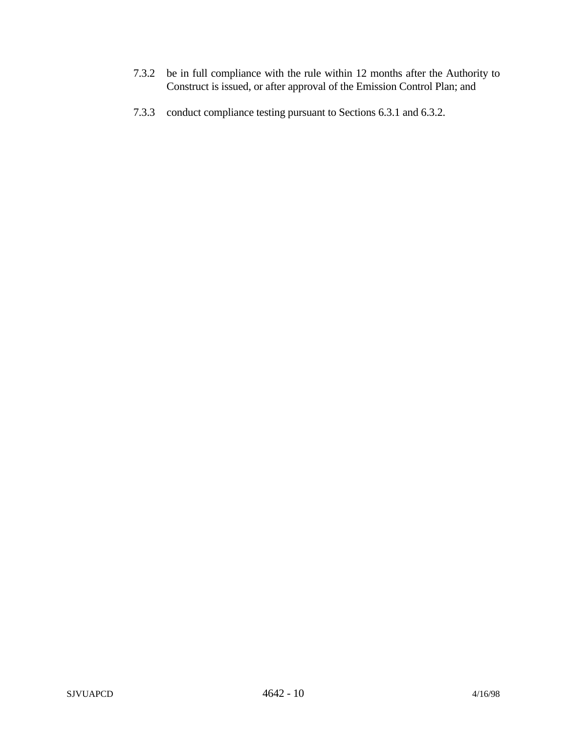7.3.2 be in full compliance with the rule within 12 months after the Authority to Construct is issued, or after approval of the Emission Control Plan; and

7.3.3 conduct compliance testing pursuant to Sections 6.3.1 and 6.3.2.